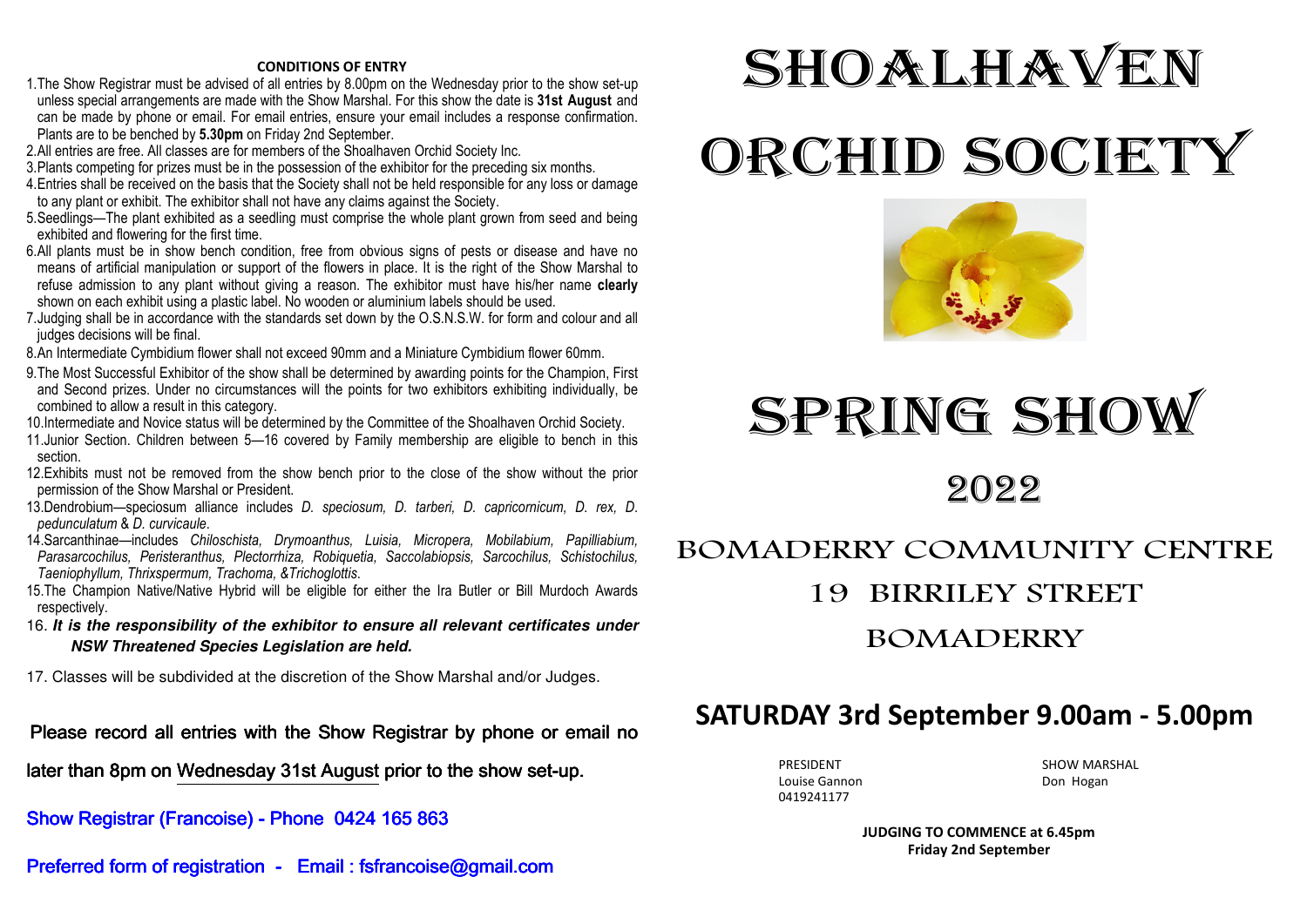**CONDITIONS OF ENTRY**

1. The Show Registrar must be advised of all entries by 8.00pm on the Wednesday prior to the show set-up unless special arrangements are made with the Show Marshal. For this show the date is **31st August** and can be made by phone or email. For email entries, ensure your email includes a response confirmation. Plants are to be benched by **5.30pm** on Friday 2nd September.
2. All entries are free. All classes are for members of the Shoalhaven Orchid Society Inc.
3. Plants competing for prizes must be in the possession of the exhibitor for the preceding six months.
4. Entries shall be received on the basis that the Society shall not be held responsible for any loss or damage to any plant or exhibit. The exhibitor shall not have any claims against the Society.
5. Seedlings—The plant exhibited as a seedling must comprise the whole plant grown from seed and being exhibited and flowering for the first time.
6. All plants must be in show bench condition, free from obvious signs of pests or disease and have no means of artificial manipulation or support of the flowers in place. It is the right of the Show Marshal to refuse admission to any plant without giving a reason. The exhibitor must have his/her name **clearly** shown on each exhibit using a plastic label. No wooden or aluminium labels should be used.
7. Judging shall be in accordance with the standards set down by the O.S.N.S.W. for form and colour and all judges decisions will be final.
8. An Intermediate Cymbidium flower shall not exceed 90mm and a Miniature Cymbidium flower 60mm.
9. The Most Successful Exhibitor of the show shall be determined by awarding points for the Champion, First and Second prizes. Under no circumstances will the points for two exhibitors exhibiting individually, be combined to allow a result in this category.
10. Intermediate and Novice status will be determined by the Committee of the Shoalhaven Orchid Society.
11. Junior Section. Children between 5—16 covered by Family membership are eligible to bench in this section.
12. Exhibits must not be removed from the show bench prior to the close of the show without the prior permission of the Show Marshal or President.
13. Dendrobium—speciosum alliance includes *D. speciosum, D. tarberi, D. capricornicum, D. rex, D. pedunculatum* & *D. curvicaule*.
14. Sarcanthinae—includes *Chiloschista, Drymoanthus, Luisia, Micropera, Mobilabium, Papilliabium, Parasarcochilus, Peristeranthus, Plectorrhiza, Robiquetia, Saccolabiopsis, Sarcochilus, Schistochilus, Taeniophyllum, Thrixspermum, Trachoma, &Trichoglottis*.
15. The Champion Native/Native Hybrid will be eligible for either the Ira Butler or Bill Murdoch Awards respectively.
16. ***It is the responsibility of the exhibitor to ensure all relevant certificates under NSW Threatened Species Legislation are held.***
17. Classes will be subdivided at the discretion of the Show Marshal and/or Judges.

Please record all entries with the Show Registrar by phone or email no later than 8pm on Wednesday 31st August prior to the show set-up.

Show Registrar (Francoise) - Phone 0424 165 863

Preferred form of registration - Email : fsfrancoise@gmail.com

# SHOALHAVEN ORCHID SOCIETY

# SPRING SHOW

## 2022

## BOMADERRY COMMUNITY CENTRE
## 19 BIRRILEY STREET
## BOMADERRY

## SATURDAY 3rd September 9.00am - 5.00pm

PRESIDENT
Louise Gannon
0419241177

SHOW MARSHAL
Don Hogan

**JUDGING TO COMMENCE at 6.45pm**
**Friday 2nd September**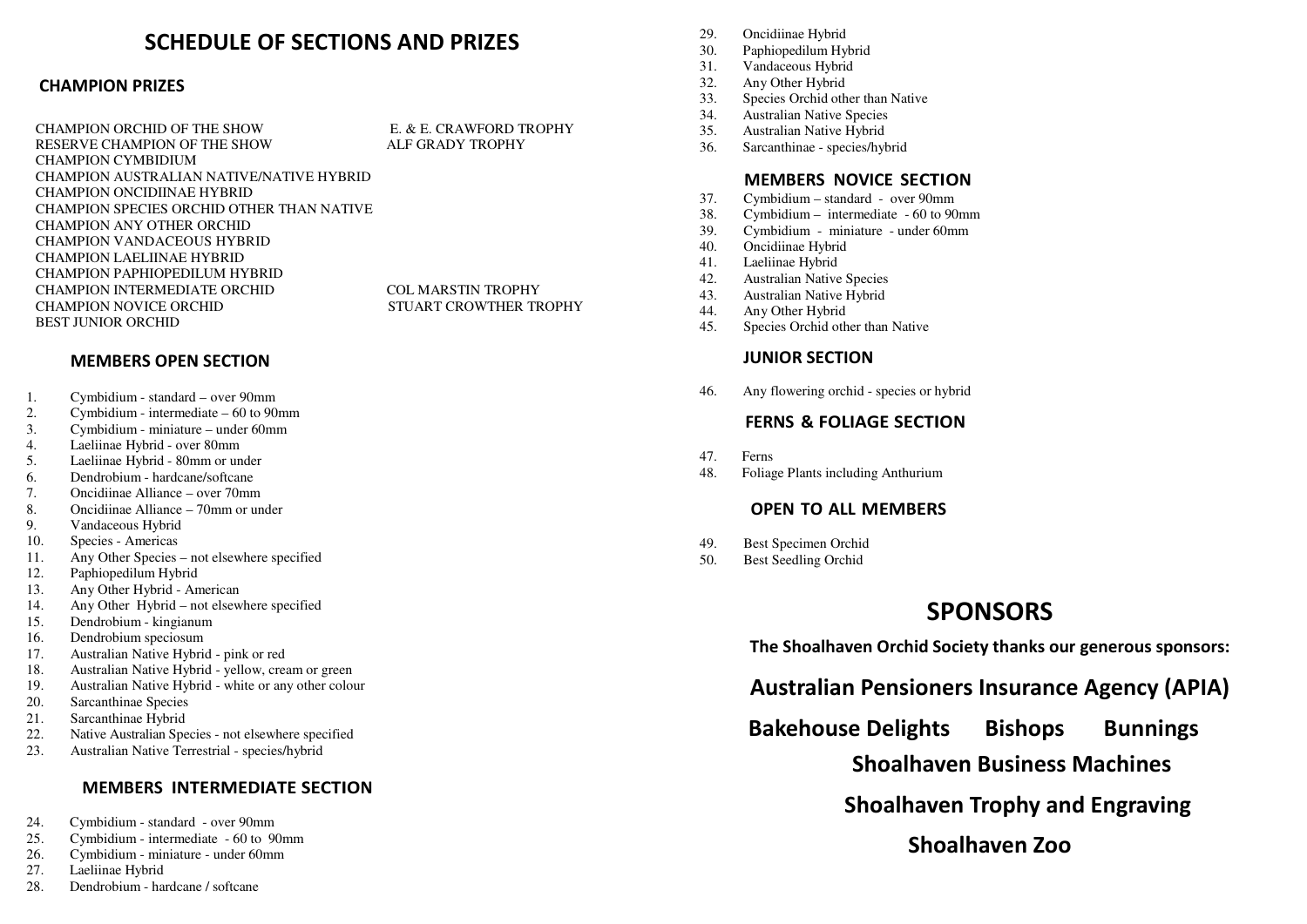# SCHEDULE OF SECTIONS AND PRIZES

## CHAMPION PRIZES

| | |
|---|---|
| CHAMPION ORCHID OF THE SHOW | E. & E. CRAWFORD TROPHY |
| RESERVE CHAMPION OF THE SHOW | ALF GRADY TROPHY |
| CHAMPION CYMBIDIUM | |
| CHAMPION AUSTRALIAN NATIVE/NATIVE HYBRID | |
| CHAMPION ONCIDIINAE HYBRID | |
| CHAMPION SPECIES ORCHID OTHER THAN NATIVE | |
| CHAMPION ANY OTHER ORCHID | |
| CHAMPION VANDACEOUS HYBRID | |
| CHAMPION LAELIINAE HYBRID | |
| CHAMPION PAPHIOPEDILUM HYBRID | |
| CHAMPION INTERMEDIATE ORCHID | COL MARSTIN TROPHY |
| CHAMPION NOVICE ORCHID | STUART CROWTHER TROPHY |
| BEST JUNIOR ORCHID | |

## MEMBERS OPEN SECTION

1. Cymbidium - standard – over 90mm
2. Cymbidium - intermediate – 60 to 90mm
3. Cymbidium - miniature – under 60mm
4. Laeliinae Hybrid - over 80mm
5. Laeliinae Hybrid - 80mm or under
6. Dendrobium - hardcane/softcane
7. Oncidiinae Alliance – over 70mm
8. Oncidiinae Alliance – 70mm or under
9. Vandaceous Hybrid
10. Species - Americas
11. Any Other Species – not elsewhere specified
12. Paphiopedilum Hybrid
13. Any Other Hybrid - American
14. Any Other Hybrid – not elsewhere specified
15. Dendrobium - kingianum
16. Dendrobium speciosum
17. Australian Native Hybrid - pink or red
18. Australian Native Hybrid - yellow, cream or green
19. Australian Native Hybrid - white or any other colour
20. Sarcanthinae Species
21. Sarcanthinae Hybrid
22. Native Australian Species - not elsewhere specified
23. Australian Native Terrestrial - species/hybrid

## MEMBERS INTERMEDIATE SECTION

24. Cymbidium - standard - over 90mm
25. Cymbidium - intermediate - 60 to 90mm
26. Cymbidium - miniature - under 60mm
27. Laeliinae Hybrid
28. Dendrobium - hardcane / softcane
29. Oncidiinae Hybrid
30. Paphiopedilum Hybrid
31. Vandaceous Hybrid
32. Any Other Hybrid
33. Species Orchid other than Native
34. Australian Native Species
35. Australian Native Hybrid
36. Sarcanthinae - species/hybrid

## MEMBERS NOVICE SECTION

37. Cymbidium – standard - over 90mm
38. Cymbidium – intermediate - 60 to 90mm
39. Cymbidium - miniature - under 60mm
40. Oncidiinae Hybrid
41. Laeliinae Hybrid
42. Australian Native Species
43. Australian Native Hybrid
44. Any Other Hybrid
45. Species Orchid other than Native

## JUNIOR SECTION

46. Any flowering orchid - species or hybrid

## FERNS & FOLIAGE SECTION

47. Ferns
48. Foliage Plants including Anthurium

## OPEN TO ALL MEMBERS

49. Best Specimen Orchid
50. Best Seedling Orchid

# SPONSORS

**The Shoalhaven Orchid Society thanks our generous sponsors:**

**Australian Pensioners Insurance Agency (APIA)**

**Bakehouse Delights Bishops Bunnings**

**Shoalhaven Business Machines**

**Shoalhaven Trophy and Engraving**

**Shoalhaven Zoo**